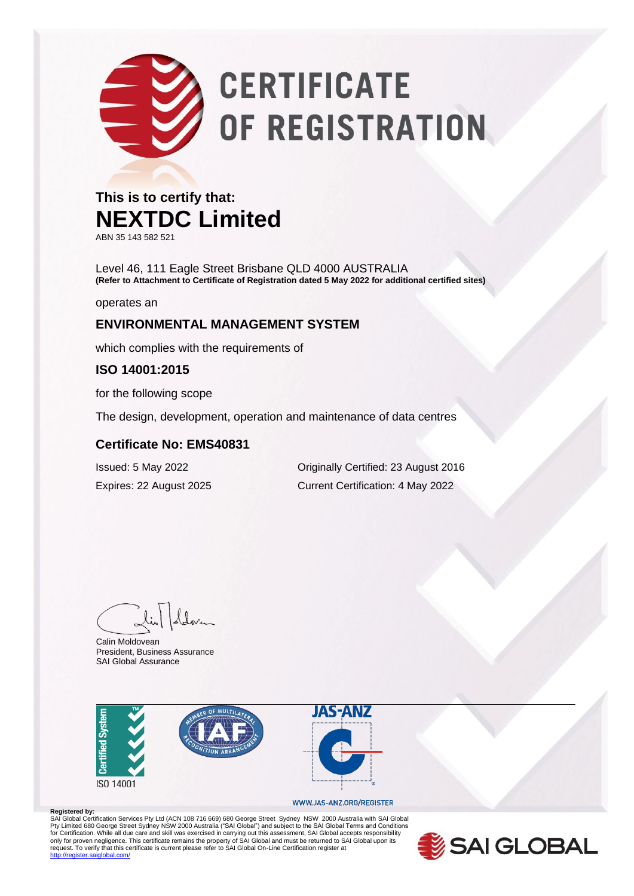# CERTIFICATE OF REGISTRATION

**This is to certify that:**

## NEXTDC Limited

ABN 35 143 582 521

Level 46, 111 Eagle Street Brisbane QLD 4000 AUSTRALIA
**(Refer to Attachment to Certificate of Registration dated 5 May 2022 for additional certified sites)**

operates an

### ENVIRONMENTAL MANAGEMENT SYSTEM

which complies with the requirements of

### ISO 14001:2015

for the following scope

The design, development, operation and maintenance of data centres

### Certificate No: EMS40831

Issued: 5 May 2022

Expires: 22 August 2025

Originally Certified: 23 August 2016

Current Certification: 4 May 2022

Calin Moldovean
President, Business Assurance
SAI Global Assurance

Certified System ISO 14001

JAS-ANZ

WWW.JAS-ANZ.ORG/REGISTER

**Registered by:**
SAI Global Certification Services Pty Ltd (ACN 108 716 669) 680 George Street Sydney NSW 2000 Australia with SAI Global Pty Limited 680 George Street Sydney NSW 2000 Australia ("SAI Global") and subject to the SAI Global Terms and Conditions for Certification. While all due care and skill was exercised in carrying out this assessment, SAI Global accepts responsibility only for proven negligence. This certificate remains the property of SAI Global and must be returned to SAI Global upon its request. To verify that this certificate is current please refer to SAI Global On-Line Certification register at http://register.saiglobal.com/

SAI GLOBAL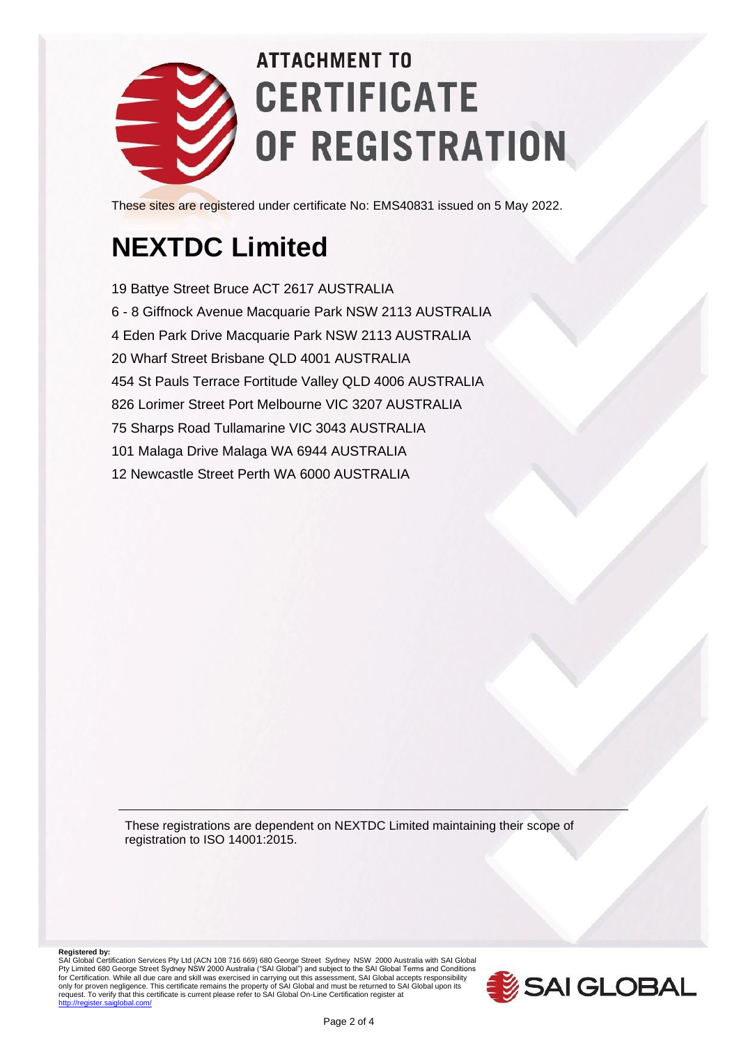# ATTACHMENT TO CERTIFICATE OF REGISTRATION

These sites are registered under certificate No: EMS40831 issued on 5 May 2022.

# NEXTDC Limited

19 Battye Street Bruce ACT 2617 AUSTRALIA

6 - 8 Giffnock Avenue Macquarie Park NSW 2113 AUSTRALIA

4 Eden Park Drive Macquarie Park NSW 2113 AUSTRALIA

20 Wharf Street Brisbane QLD 4001 AUSTRALIA

454 St Pauls Terrace Fortitude Valley QLD 4006 AUSTRALIA

826 Lorimer Street Port Melbourne VIC 3207 AUSTRALIA

75 Sharps Road Tullamarine VIC 3043 AUSTRALIA

101 Malaga Drive Malaga WA 6944 AUSTRALIA

12 Newcastle Street Perth WA 6000 AUSTRALIA

---

These registrations are dependent on NEXTDC Limited maintaining their scope of registration to ISO 14001:2015.

**Registered by:**
SAI Global Certification Services Pty Ltd (ACN 108 716 669) 680 George Street Sydney NSW 2000 Australia with SAI Global Pty Limited 680 George Street Sydney NSW 2000 Australia ("SAI Global") and subject to the SAI Global Terms and Conditions for Certification. While all due care and skill was exercised in carrying out this assessment, SAI Global accepts responsibility only for proven negligence. This certificate remains the property of SAI Global and must be returned to SAI Global upon its request. To verify that this certificate is current please refer to SAI Global On-Line Certification register at http://register.saiglobal.com/

SAI GLOBAL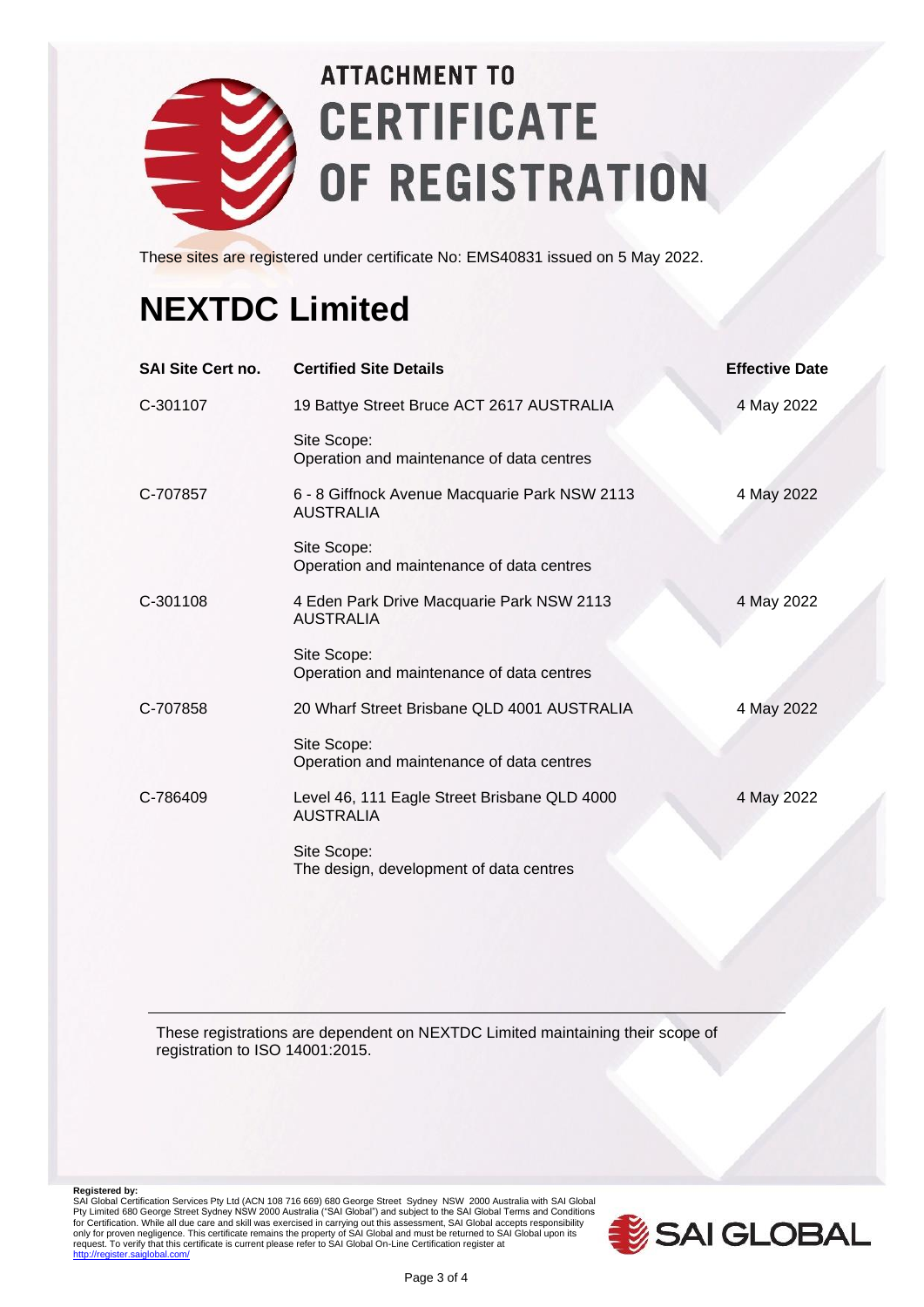# ATTACHMENT TO CERTIFICATE OF REGISTRATION

These sites are registered under certificate No: EMS40831 issued on 5 May 2022.

## NEXTDC Limited

| SAI Site Cert no. | Certified Site Details | Effective Date |
|---|---|---|
| C-301107 | 19 Battye Street Bruce ACT 2617 AUSTRALIA<br><br>Site Scope:<br>Operation and maintenance of data centres | 4 May 2022 |
| C-707857 | 6 - 8 Giffnock Avenue Macquarie Park NSW 2113 AUSTRALIA<br><br>Site Scope:<br>Operation and maintenance of data centres | 4 May 2022 |
| C-301108 | 4 Eden Park Drive Macquarie Park NSW 2113 AUSTRALIA<br><br>Site Scope:<br>Operation and maintenance of data centres | 4 May 2022 |
| C-707858 | 20 Wharf Street Brisbane QLD 4001 AUSTRALIA<br><br>Site Scope:<br>Operation and maintenance of data centres | 4 May 2022 |
| C-786409 | Level 46, 111 Eagle Street Brisbane QLD 4000 AUSTRALIA<br><br>Site Scope:<br>The design, development of data centres | 4 May 2022 |

These registrations are dependent on NEXTDC Limited maintaining their scope of registration to ISO 14001:2015.

**Registered by:**
SAI Global Certification Services Pty Ltd (ACN 108 716 669) 680 George Street Sydney NSW 2000 Australia with SAI Global Pty Limited 680 George Street Sydney NSW 2000 Australia ("SAI Global") and subject to the SAI Global Terms and Conditions for Certification. While all due care and skill was exercised in carrying out this assessment, SAI Global accepts responsibility only for proven negligence. This certificate remains the property of SAI Global and must be returned to SAI Global upon its request. To verify that this certificate is current please refer to SAI Global On-Line Certification register at http://register.saiglobal.com/

SAI GLOBAL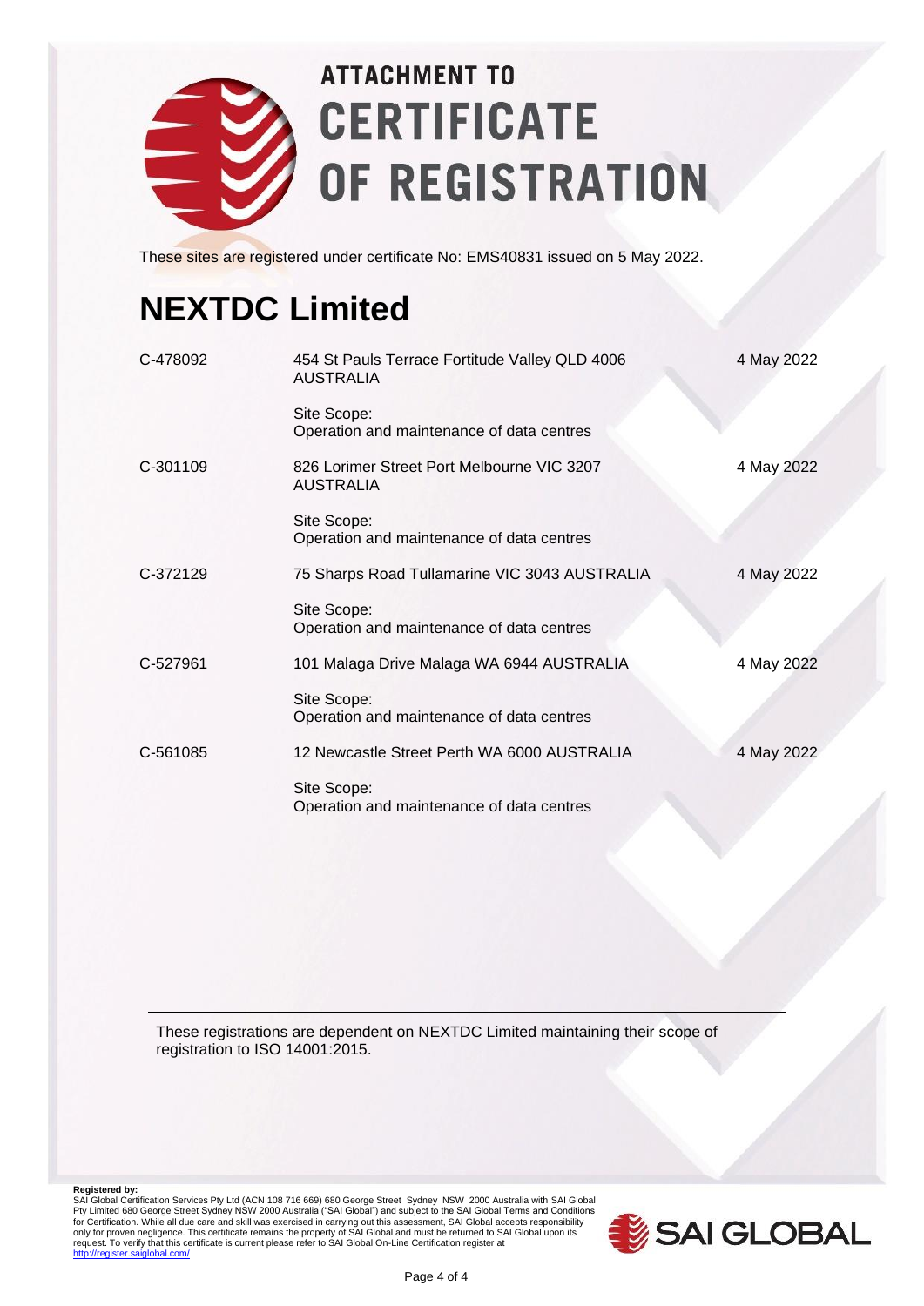# ATTACHMENT TO CERTIFICATE OF REGISTRATION

These sites are registered under certificate No: EMS40831 issued on 5 May 2022.

## NEXTDC Limited

| | | |
|---|---|---|
| C-478092 | 454 St Pauls Terrace Fortitude Valley QLD 4006 AUSTRALIA<br><br>Site Scope:<br>Operation and maintenance of data centres | 4 May 2022 |
| C-301109 | 826 Lorimer Street Port Melbourne VIC 3207 AUSTRALIA<br><br>Site Scope:<br>Operation and maintenance of data centres | 4 May 2022 |
| C-372129 | 75 Sharps Road Tullamarine VIC 3043 AUSTRALIA<br><br>Site Scope:<br>Operation and maintenance of data centres | 4 May 2022 |
| C-527961 | 101 Malaga Drive Malaga WA 6944 AUSTRALIA<br><br>Site Scope:<br>Operation and maintenance of data centres | 4 May 2022 |
| C-561085 | 12 Newcastle Street Perth WA 6000 AUSTRALIA<br><br>Site Scope:<br>Operation and maintenance of data centres | 4 May 2022 |

These registrations are dependent on NEXTDC Limited maintaining their scope of registration to ISO 14001:2015.

**Registered by:**
SAI Global Certification Services Pty Ltd (ACN 108 716 669) 680 George Street Sydney NSW 2000 Australia with SAI Global Pty Limited 680 George Street Sydney NSW 2000 Australia ("SAI Global") and subject to the SAI Global Terms and Conditions for Certification. While all due care and skill was exercised in carrying out this assessment, SAI Global accepts responsibility only for proven negligence. This certificate remains the property of SAI Global and must be returned to SAI Global upon its request. To verify that this certificate is current please refer to SAI Global On-Line Certification register at http://register.saiglobal.com/

SAI GLOBAL